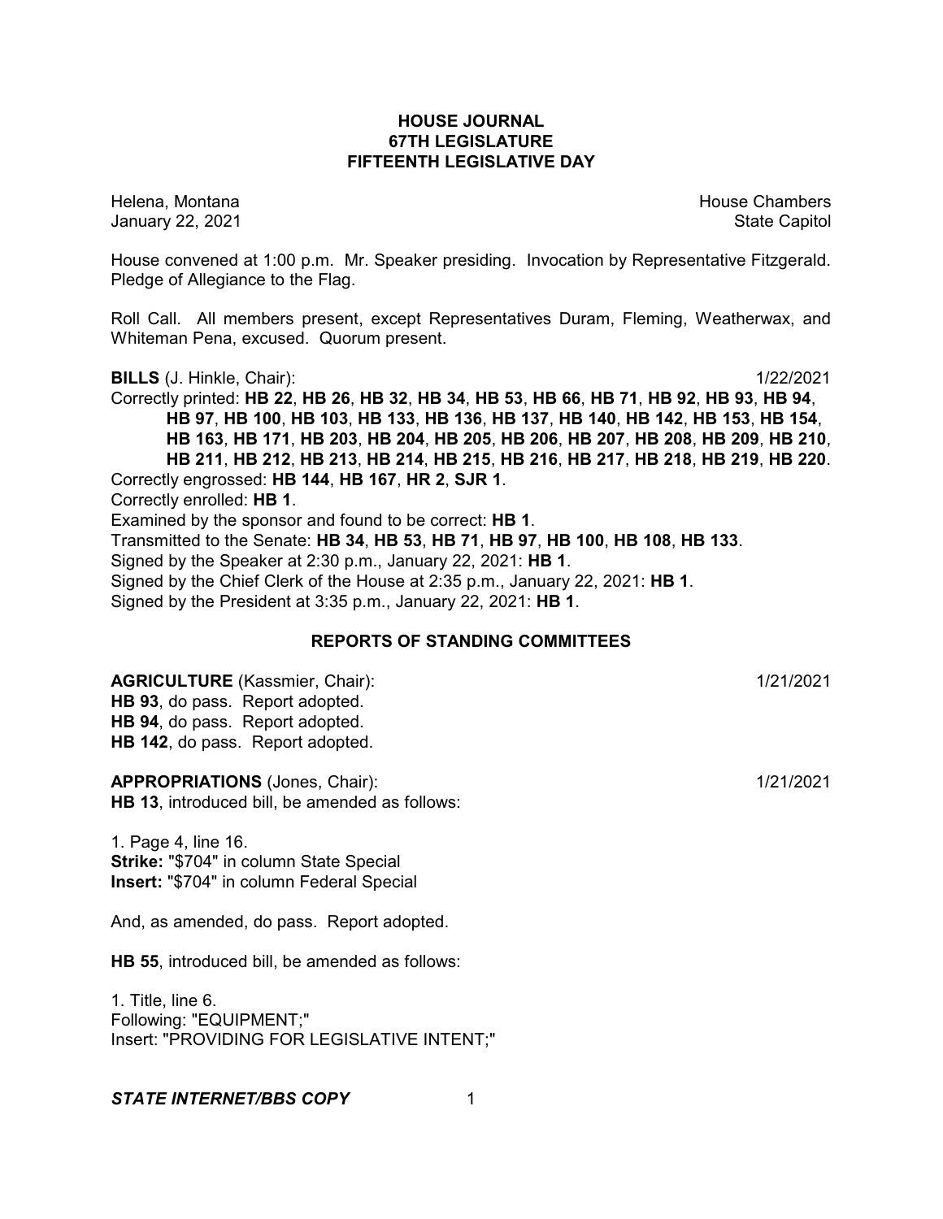# HOUSE JOURNAL
## 67TH LEGISLATURE
## FIFTEENTH LEGISLATIVE DAY

Helena, Montana House Chambers
January 22, 2021 State Capitol

House convened at 1:00 p.m. Mr. Speaker presiding. Invocation by Representative Fitzgerald. Pledge of Allegiance to the Flag.

Roll Call. All members present, except Representatives Duram, Fleming, Weatherwax, and Whiteman Pena, excused. Quorum present.

**BILLS** (J. Hinkle, Chair): 1/22/2021

Correctly printed: **HB 22**, **HB 26**, **HB 32**, **HB 34**, **HB 53**, **HB 66**, **HB 71**, **HB 92**, **HB 93**, **HB 94**, **HB 97**, **HB 100**, **HB 103**, **HB 133**, **HB 136**, **HB 137**, **HB 140**, **HB 142**, **HB 153**, **HB 154**, **HB 163**, **HB 171**, **HB 203**, **HB 204**, **HB 205**, **HB 206**, **HB 207**, **HB 208**, **HB 209**, **HB 210**, **HB 211**, **HB 212**, **HB 213**, **HB 214**, **HB 215**, **HB 216**, **HB 217**, **HB 218**, **HB 219**, **HB 220**.
Correctly engrossed: **HB 144**, **HB 167**, **HR 2**, **SJR 1**.
Correctly enrolled: **HB 1**.
Examined by the sponsor and found to be correct: **HB 1**.
Transmitted to the Senate: **HB 34**, **HB 53**, **HB 71**, **HB 97**, **HB 100**, **HB 108**, **HB 133**.
Signed by the Speaker at 2:30 p.m., January 22, 2021: **HB 1**.
Signed by the Chief Clerk of the House at 2:35 p.m., January 22, 2021: **HB 1**.
Signed by the President at 3:35 p.m., January 22, 2021: **HB 1**.

## REPORTS OF STANDING COMMITTEES

**AGRICULTURE** (Kassmier, Chair): 1/21/2021
**HB 93**, do pass. Report adopted.
**HB 94**, do pass. Report adopted.
**HB 142**, do pass. Report adopted.

**APPROPRIATIONS** (Jones, Chair): 1/21/2021
**HB 13**, introduced bill, be amended as follows:

1. Page 4, line 16.
**Strike:** "$704" in column State Special
**Insert:** "$704" in column Federal Special

And, as amended, do pass. Report adopted.

**HB 55**, introduced bill, be amended as follows:

1. Title, line 6.
Following: "EQUIPMENT;"
Insert: "PROVIDING FOR LEGISLATIVE INTENT;"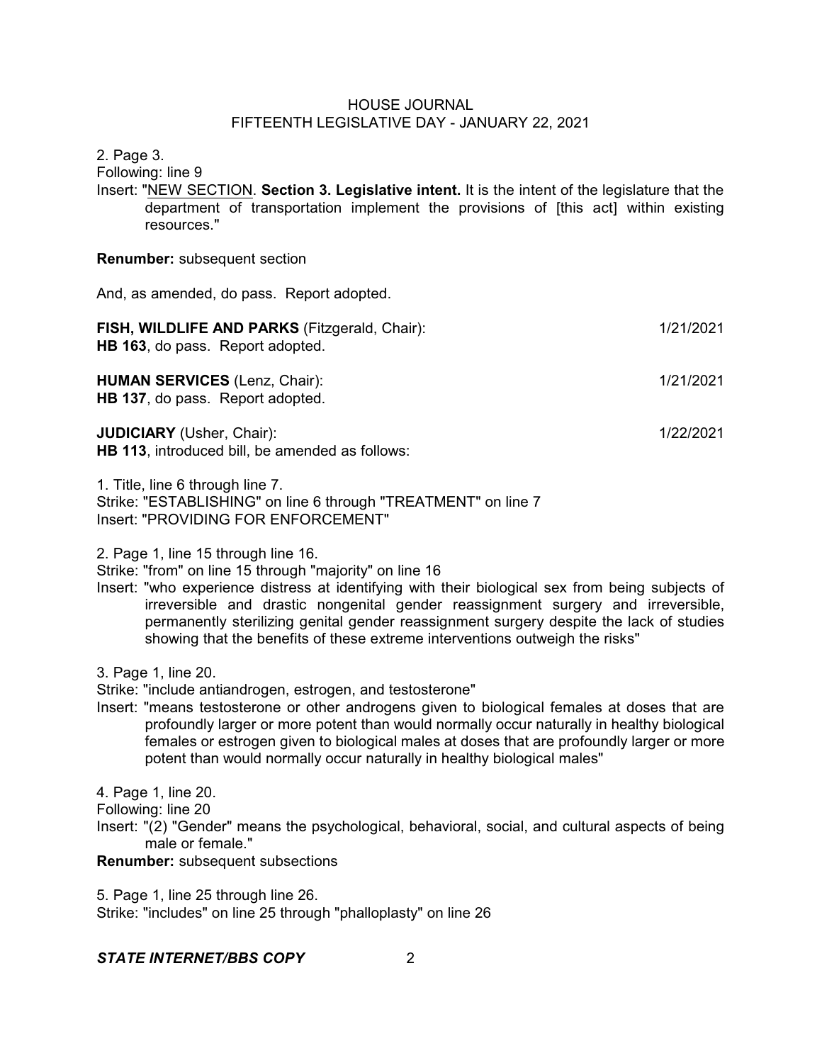2. Page 3.

Following: line 9

Insert: "<u>NEW SECTION</u>. **Section 3. Legislative intent.** It is the intent of the legislature that the department of transportation implement the provisions of [this act] within existing resources."

**Renumber:** subsequent section

And, as amended, do pass. Report adopted.

**FISH, WILDLIFE AND PARKS** (Fitzgerald, Chair): 1/21/2021
**HB 163**, do pass. Report adopted.

**HUMAN SERVICES** (Lenz, Chair): 1/21/2021
**HB 137**, do pass. Report adopted.

**JUDICIARY** (Usher, Chair): 1/22/2021
**HB 113**, introduced bill, be amended as follows:

1. Title, line 6 through line 7.

Strike: "ESTABLISHING" on line 6 through "TREATMENT" on line 7

Insert: "PROVIDING FOR ENFORCEMENT"

2. Page 1, line 15 through line 16.

Strike: "from" on line 15 through "majority" on line 16

Insert: "who experience distress at identifying with their biological sex from being subjects of irreversible and drastic nongenital gender reassignment surgery and irreversible, permanently sterilizing genital gender reassignment surgery despite the lack of studies showing that the benefits of these extreme interventions outweigh the risks"

3. Page 1, line 20.

Strike: "include antiandrogen, estrogen, and testosterone"

Insert: "means testosterone or other androgens given to biological females at doses that are profoundly larger or more potent than would normally occur naturally in healthy biological females or estrogen given to biological males at doses that are profoundly larger or more potent than would normally occur naturally in healthy biological males"

4. Page 1, line 20.

Following: line 20

Insert: "(2) "Gender" means the psychological, behavioral, social, and cultural aspects of being male or female."

**Renumber:** subsequent subsections

5. Page 1, line 25 through line 26.

Strike: "includes" on line 25 through "phalloplasty" on line 26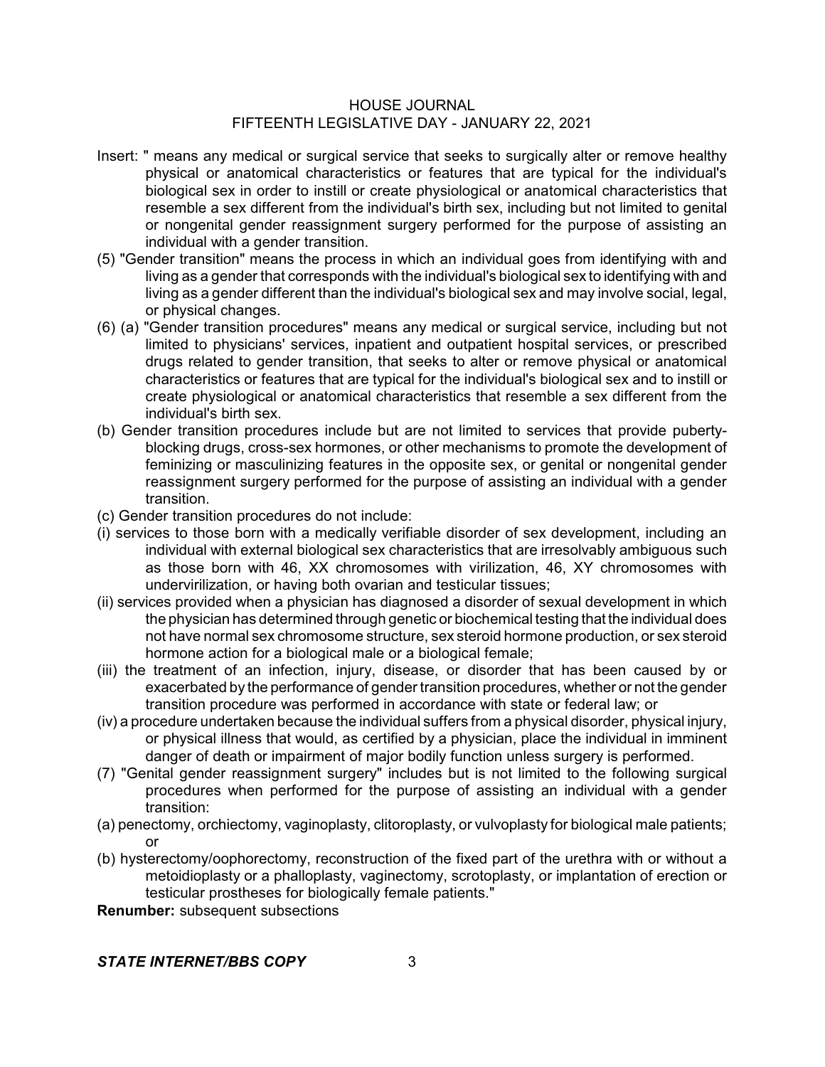Insert: " means any medical or surgical service that seeks to surgically alter or remove healthy physical or anatomical characteristics or features that are typical for the individual's biological sex in order to instill or create physiological or anatomical characteristics that resemble a sex different from the individual's birth sex, including but not limited to genital or nongenital gender reassignment surgery performed for the purpose of assisting an individual with a gender transition.

(5) "Gender transition" means the process in which an individual goes from identifying with and living as a gender that corresponds with the individual's biological sex to identifying with and living as a gender different than the individual's biological sex and may involve social, legal, or physical changes.

(6) (a) "Gender transition procedures" means any medical or surgical service, including but not limited to physicians' services, inpatient and outpatient hospital services, or prescribed drugs related to gender transition, that seeks to alter or remove physical or anatomical characteristics or features that are typical for the individual's biological sex and to instill or create physiological or anatomical characteristics that resemble a sex different from the individual's birth sex.

(b) Gender transition procedures include but are not limited to services that provide puberty-blocking drugs, cross-sex hormones, or other mechanisms to promote the development of feminizing or masculinizing features in the opposite sex, or genital or nongenital gender reassignment surgery performed for the purpose of assisting an individual with a gender transition.

(c) Gender transition procedures do not include:

(i) services to those born with a medically verifiable disorder of sex development, including an individual with external biological sex characteristics that are irresolvably ambiguous such as those born with 46, XX chromosomes with virilization, 46, XY chromosomes with undervirilization, or having both ovarian and testicular tissues;

(ii) services provided when a physician has diagnosed a disorder of sexual development in which the physician has determined through genetic or biochemical testing that the individual does not have normal sex chromosome structure, sex steroid hormone production, or sex steroid hormone action for a biological male or a biological female;

(iii) the treatment of an infection, injury, disease, or disorder that has been caused by or exacerbated by the performance of gender transition procedures, whether or not the gender transition procedure was performed in accordance with state or federal law; or

(iv) a procedure undertaken because the individual suffers from a physical disorder, physical injury, or physical illness that would, as certified by a physician, place the individual in imminent danger of death or impairment of major bodily function unless surgery is performed.

(7) "Genital gender reassignment surgery" includes but is not limited to the following surgical procedures when performed for the purpose of assisting an individual with a gender transition:

(a) penectomy, orchiectomy, vaginoplasty, clitoroplasty, or vulvoplasty for biological male patients; or

(b) hysterectomy/oophorectomy, reconstruction of the fixed part of the urethra with or without a metoidioplasty or a phalloplasty, vaginectomy, scrotoplasty, or implantation of erection or testicular prostheses for biologically female patients."

**Renumber:** subsequent subsections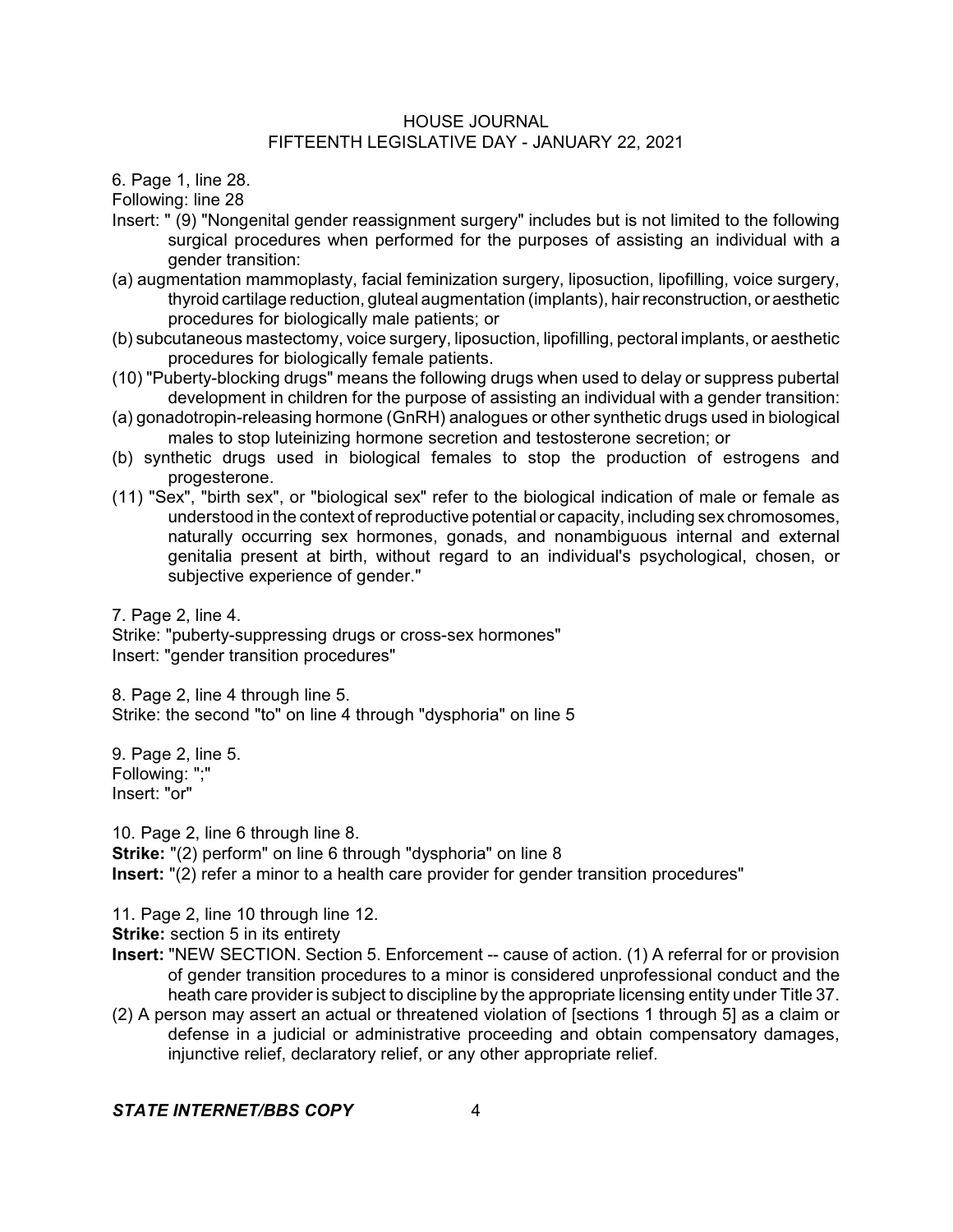6. Page 1, line 28.
Following: line 28
Insert: " (9) "Nongenital gender reassignment surgery" includes but is not limited to the following surgical procedures when performed for the purposes of assisting an individual with a gender transition:
(a) augmentation mammoplasty, facial feminization surgery, liposuction, lipofilling, voice surgery, thyroid cartilage reduction, gluteal augmentation (implants), hair reconstruction, or aesthetic procedures for biologically male patients; or
(b) subcutaneous mastectomy, voice surgery, liposuction, lipofilling, pectoral implants, or aesthetic procedures for biologically female patients.
(10) "Puberty-blocking drugs" means the following drugs when used to delay or suppress pubertal development in children for the purpose of assisting an individual with a gender transition:
(a) gonadotropin-releasing hormone (GnRH) analogues or other synthetic drugs used in biological males to stop luteinizing hormone secretion and testosterone secretion; or
(b) synthetic drugs used in biological females to stop the production of estrogens and progesterone.
(11) "Sex", "birth sex", or "biological sex" refer to the biological indication of male or female as understood in the context of reproductive potential or capacity, including sex chromosomes, naturally occurring sex hormones, gonads, and nonambiguous internal and external genitalia present at birth, without regard to an individual's psychological, chosen, or subjective experience of gender."

7. Page 2, line 4.
Strike: "puberty-suppressing drugs or cross-sex hormones"
Insert: "gender transition procedures"

8. Page 2, line 4 through line 5.
Strike: the second "to" on line 4 through "dysphoria" on line 5

9. Page 2, line 5.
Following: ";"
Insert: "or"

10. Page 2, line 6 through line 8.
**Strike:** "(2) perform" on line 6 through "dysphoria" on line 8
**Insert:** "(2) refer a minor to a health care provider for gender transition procedures"

11. Page 2, line 10 through line 12.
**Strike:** section 5 in its entirety
**Insert:** "NEW SECTION. Section 5. Enforcement -- cause of action. (1) A referral for or provision of gender transition procedures to a minor is considered unprofessional conduct and the heath care provider is subject to discipline by the appropriate licensing entity under Title 37.
(2) A person may assert an actual or threatened violation of [sections 1 through 5] as a claim or defense in a judicial or administrative proceeding and obtain compensatory damages, injunctive relief, declaratory relief, or any other appropriate relief.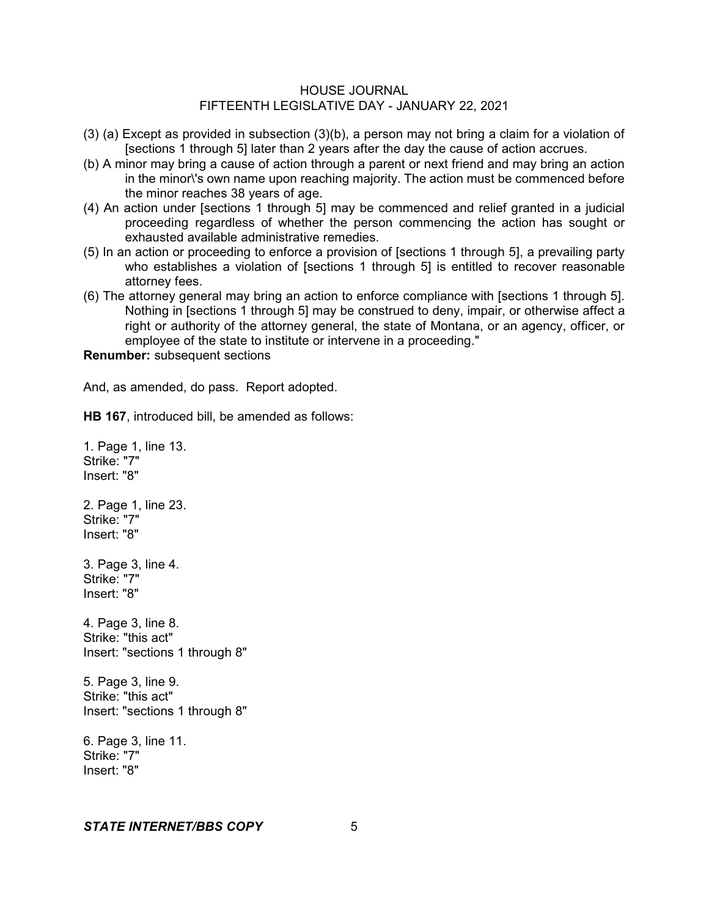(3) (a) Except as provided in subsection (3)(b), a person may not bring a claim for a violation of [sections 1 through 5] later than 2 years after the day the cause of action accrues.

(b) A minor may bring a cause of action through a parent or next friend and may bring an action in the minor\'s own name upon reaching majority. The action must be commenced before the minor reaches 38 years of age.

(4) An action under [sections 1 through 5] may be commenced and relief granted in a judicial proceeding regardless of whether the person commencing the action has sought or exhausted available administrative remedies.

(5) In an action or proceeding to enforce a provision of [sections 1 through 5], a prevailing party who establishes a violation of [sections 1 through 5] is entitled to recover reasonable attorney fees.

(6) The attorney general may bring an action to enforce compliance with [sections 1 through 5]. Nothing in [sections 1 through 5] may be construed to deny, impair, or otherwise affect a right or authority of the attorney general, the state of Montana, or an agency, officer, or employee of the state to institute or intervene in a proceeding."

**Renumber:** subsequent sections

And, as amended, do pass. Report adopted.

**HB 167**, introduced bill, be amended as follows:

1. Page 1, line 13.
Strike: "7"
Insert: "8"

2. Page 1, line 23.
Strike: "7"
Insert: "8"

3. Page 3, line 4.
Strike: "7"
Insert: "8"

4. Page 3, line 8.
Strike: "this act"
Insert: "sections 1 through 8"

5. Page 3, line 9.
Strike: "this act"
Insert: "sections 1 through 8"

6. Page 3, line 11.
Strike: "7"
Insert: "8"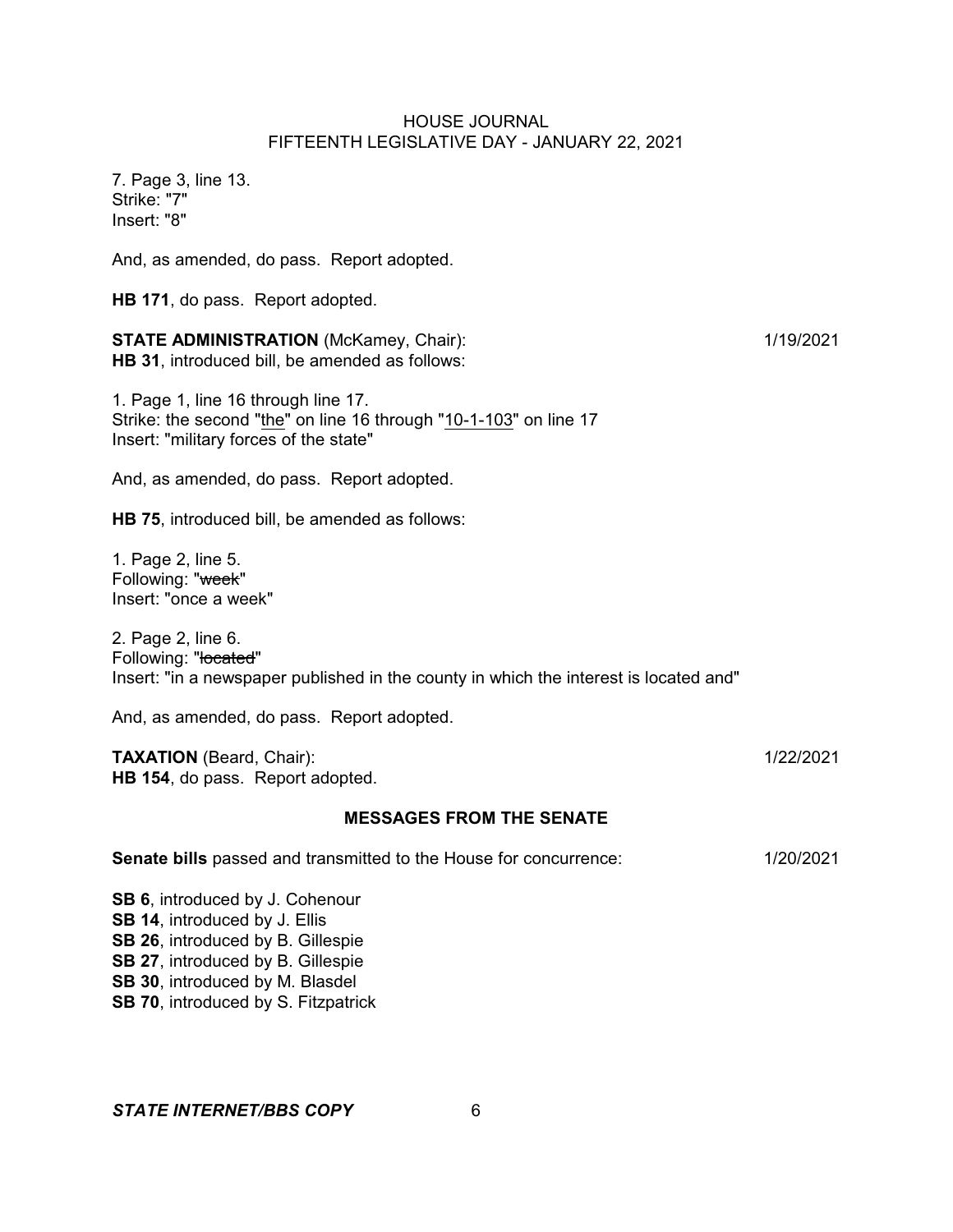7. Page 3, line 13.
Strike: "7"
Insert: "8"

And, as amended, do pass. Report adopted.

**HB 171**, do pass. Report adopted.

**STATE ADMINISTRATION** (McKamey, Chair): 1/19/2021
**HB 31**, introduced bill, be amended as follows:

1. Page 1, line 16 through line 17.
Strike: the second "the" on line 16 through "10-1-103" on line 17
Insert: "military forces of the state"

And, as amended, do pass. Report adopted.

**HB 75**, introduced bill, be amended as follows:

1. Page 2, line 5.
Following: "~~week~~"
Insert: "once a week"

2. Page 2, line 6.
Following: "~~located~~"
Insert: "in a newspaper published in the county in which the interest is located and"

And, as amended, do pass. Report adopted.

**TAXATION** (Beard, Chair): 1/22/2021
**HB 154**, do pass. Report adopted.

## MESSAGES FROM THE SENATE

**Senate bills** passed and transmitted to the House for concurrence: 1/20/2021

**SB 6**, introduced by J. Cohenour
**SB 14**, introduced by J. Ellis
**SB 26**, introduced by B. Gillespie
**SB 27**, introduced by B. Gillespie
**SB 30**, introduced by M. Blasdel
**SB 70**, introduced by S. Fitzpatrick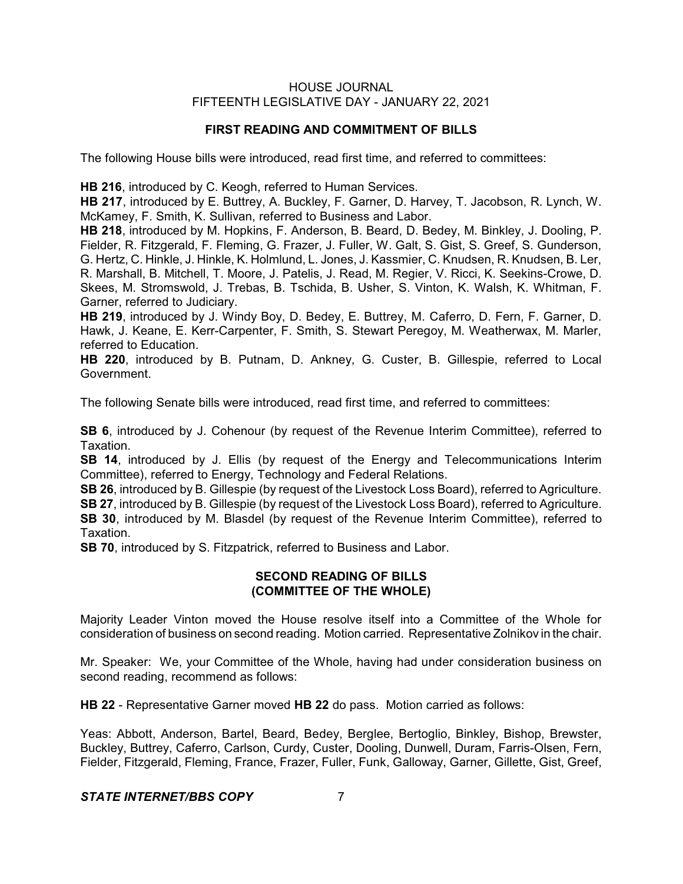## FIRST READING AND COMMITMENT OF BILLS

The following House bills were introduced, read first time, and referred to committees:

**HB 216**, introduced by C. Keogh, referred to Human Services.
**HB 217**, introduced by E. Buttrey, A. Buckley, F. Garner, D. Harvey, T. Jacobson, R. Lynch, W. McKamey, F. Smith, K. Sullivan, referred to Business and Labor.
**HB 218**, introduced by M. Hopkins, F. Anderson, B. Beard, D. Bedey, M. Binkley, J. Dooling, P. Fielder, R. Fitzgerald, F. Fleming, G. Frazer, J. Fuller, W. Galt, S. Gist, S. Greef, S. Gunderson, G. Hertz, C. Hinkle, J. Hinkle, K. Holmlund, L. Jones, J. Kassmier, C. Knudsen, R. Knudsen, B. Ler, R. Marshall, B. Mitchell, T. Moore, J. Patelis, J. Read, M. Regier, V. Ricci, K. Seekins-Crowe, D. Skees, M. Stromswold, J. Trebas, B. Tschida, B. Usher, S. Vinton, K. Walsh, K. Whitman, F. Garner, referred to Judiciary.
**HB 219**, introduced by J. Windy Boy, D. Bedey, E. Buttrey, M. Caferro, D. Fern, F. Garner, D. Hawk, J. Keane, E. Kerr-Carpenter, F. Smith, S. Stewart Peregoy, M. Weatherwax, M. Marler, referred to Education.
**HB 220**, introduced by B. Putnam, D. Ankney, G. Custer, B. Gillespie, referred to Local Government.

The following Senate bills were introduced, read first time, and referred to committees:

**SB 6**, introduced by J. Cohenour (by request of the Revenue Interim Committee), referred to Taxation.
**SB 14**, introduced by J. Ellis (by request of the Energy and Telecommunications Interim Committee), referred to Energy, Technology and Federal Relations.
**SB 26**, introduced by B. Gillespie (by request of the Livestock Loss Board), referred to Agriculture.
**SB 27**, introduced by B. Gillespie (by request of the Livestock Loss Board), referred to Agriculture.
**SB 30**, introduced by M. Blasdel (by request of the Revenue Interim Committee), referred to Taxation.
**SB 70**, introduced by S. Fitzpatrick, referred to Business and Labor.

## SECOND READING OF BILLS (COMMITTEE OF THE WHOLE)

Majority Leader Vinton moved the House resolve itself into a Committee of the Whole for consideration of business on second reading. Motion carried. Representative Zolnikov in the chair.

Mr. Speaker: We, your Committee of the Whole, having had under consideration business on second reading, recommend as follows:

**HB 22** - Representative Garner moved **HB 22** do pass. Motion carried as follows:

Yeas: Abbott, Anderson, Bartel, Beard, Bedey, Berglee, Bertoglio, Binkley, Bishop, Brewster, Buckley, Buttrey, Caferro, Carlson, Curdy, Custer, Dooling, Dunwell, Duram, Farris-Olsen, Fern, Fielder, Fitzgerald, Fleming, France, Frazer, Fuller, Funk, Galloway, Garner, Gillette, Gist, Greef,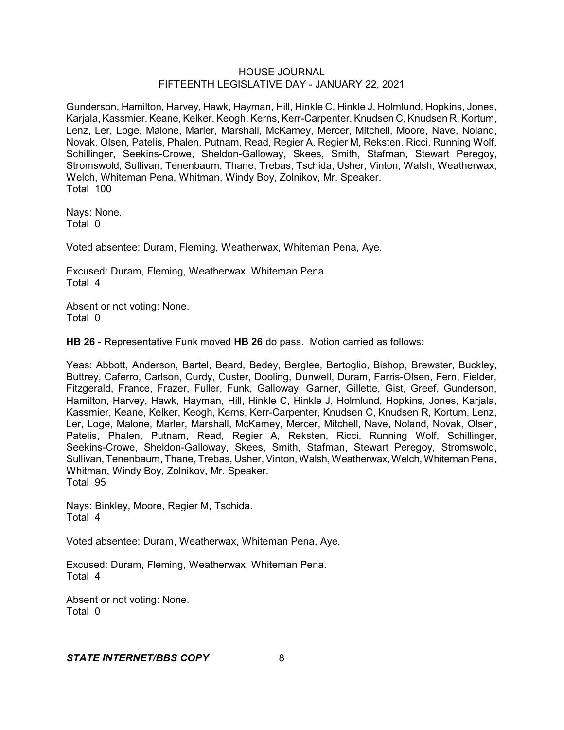Gunderson, Hamilton, Harvey, Hawk, Hayman, Hill, Hinkle C, Hinkle J, Holmlund, Hopkins, Jones, Karjala, Kassmier, Keane, Kelker, Keogh, Kerns, Kerr-Carpenter, Knudsen C, Knudsen R, Kortum, Lenz, Ler, Loge, Malone, Marler, Marshall, McKamey, Mercer, Mitchell, Moore, Nave, Noland, Novak, Olsen, Patelis, Phalen, Putnam, Read, Regier A, Regier M, Reksten, Ricci, Running Wolf, Schillinger, Seekins-Crowe, Sheldon-Galloway, Skees, Smith, Stafman, Stewart Peregoy, Stromswold, Sullivan, Tenenbaum, Thane, Trebas, Tschida, Usher, Vinton, Walsh, Weatherwax, Welch, Whiteman Pena, Whitman, Windy Boy, Zolnikov, Mr. Speaker.
Total 100

Nays: None.
Total 0

Voted absentee: Duram, Fleming, Weatherwax, Whiteman Pena, Aye.

Excused: Duram, Fleming, Weatherwax, Whiteman Pena.
Total 4

Absent or not voting: None.
Total 0

**HB 26** - Representative Funk moved **HB 26** do pass. Motion carried as follows:

Yeas: Abbott, Anderson, Bartel, Beard, Bedey, Berglee, Bertoglio, Bishop, Brewster, Buckley, Buttrey, Caferro, Carlson, Curdy, Custer, Dooling, Dunwell, Duram, Farris-Olsen, Fern, Fielder, Fitzgerald, France, Frazer, Fuller, Funk, Galloway, Garner, Gillette, Gist, Greef, Gunderson, Hamilton, Harvey, Hawk, Hayman, Hill, Hinkle C, Hinkle J, Holmlund, Hopkins, Jones, Karjala, Kassmier, Keane, Kelker, Keogh, Kerns, Kerr-Carpenter, Knudsen C, Knudsen R, Kortum, Lenz, Ler, Loge, Malone, Marler, Marshall, McKamey, Mercer, Mitchell, Nave, Noland, Novak, Olsen, Patelis, Phalen, Putnam, Read, Regier A, Reksten, Ricci, Running Wolf, Schillinger, Seekins-Crowe, Sheldon-Galloway, Skees, Smith, Stafman, Stewart Peregoy, Stromswold, Sullivan, Tenenbaum, Thane, Trebas, Usher, Vinton, Walsh, Weatherwax, Welch, Whiteman Pena, Whitman, Windy Boy, Zolnikov, Mr. Speaker.
Total 95

Nays: Binkley, Moore, Regier M, Tschida.
Total 4

Voted absentee: Duram, Weatherwax, Whiteman Pena, Aye.

Excused: Duram, Fleming, Weatherwax, Whiteman Pena.
Total 4

Absent or not voting: None.
Total 0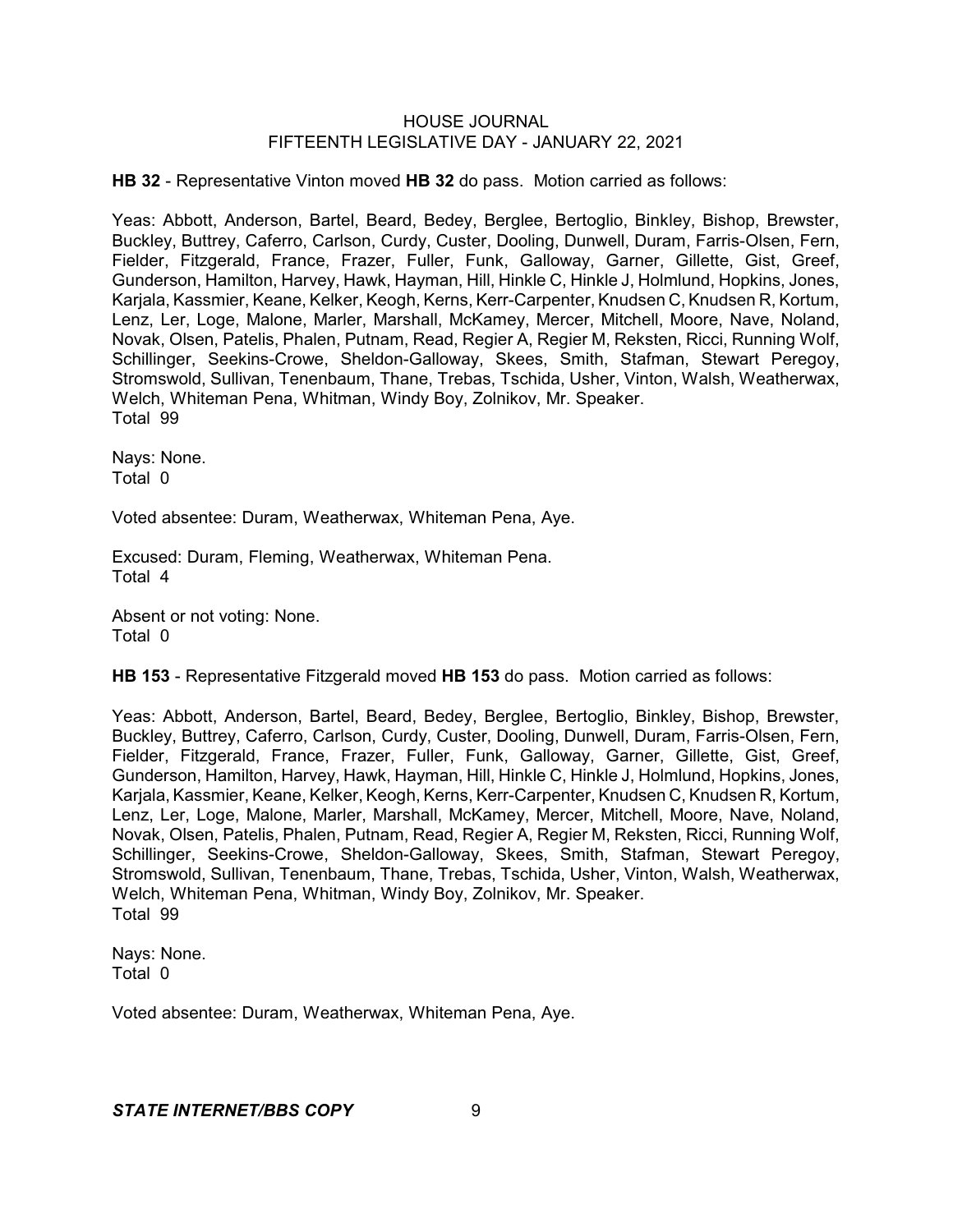**HB 32** - Representative Vinton moved **HB 32** do pass. Motion carried as follows:

Yeas: Abbott, Anderson, Bartel, Beard, Bedey, Berglee, Bertoglio, Binkley, Bishop, Brewster, Buckley, Buttrey, Caferro, Carlson, Curdy, Custer, Dooling, Dunwell, Duram, Farris-Olsen, Fern, Fielder, Fitzgerald, France, Frazer, Fuller, Funk, Galloway, Garner, Gillette, Gist, Greef, Gunderson, Hamilton, Harvey, Hawk, Hayman, Hill, Hinkle C, Hinkle J, Holmlund, Hopkins, Jones, Karjala, Kassmier, Keane, Kelker, Keogh, Kerns, Kerr-Carpenter, Knudsen C, Knudsen R, Kortum, Lenz, Ler, Loge, Malone, Marler, Marshall, McKamey, Mercer, Mitchell, Moore, Nave, Noland, Novak, Olsen, Patelis, Phalen, Putnam, Read, Regier A, Regier M, Reksten, Ricci, Running Wolf, Schillinger, Seekins-Crowe, Sheldon-Galloway, Skees, Smith, Stafman, Stewart Peregoy, Stromswold, Sullivan, Tenenbaum, Thane, Trebas, Tschida, Usher, Vinton, Walsh, Weatherwax, Welch, Whiteman Pena, Whitman, Windy Boy, Zolnikov, Mr. Speaker.
Total 99

Nays: None.
Total 0

Voted absentee: Duram, Weatherwax, Whiteman Pena, Aye.

Excused: Duram, Fleming, Weatherwax, Whiteman Pena.
Total 4

Absent or not voting: None.
Total 0

**HB 153** - Representative Fitzgerald moved **HB 153** do pass. Motion carried as follows:

Yeas: Abbott, Anderson, Bartel, Beard, Bedey, Berglee, Bertoglio, Binkley, Bishop, Brewster, Buckley, Buttrey, Caferro, Carlson, Curdy, Custer, Dooling, Dunwell, Duram, Farris-Olsen, Fern, Fielder, Fitzgerald, France, Frazer, Fuller, Funk, Galloway, Garner, Gillette, Gist, Greef, Gunderson, Hamilton, Harvey, Hawk, Hayman, Hill, Hinkle C, Hinkle J, Holmlund, Hopkins, Jones, Karjala, Kassmier, Keane, Kelker, Keogh, Kerns, Kerr-Carpenter, Knudsen C, Knudsen R, Kortum, Lenz, Ler, Loge, Malone, Marler, Marshall, McKamey, Mercer, Mitchell, Moore, Nave, Noland, Novak, Olsen, Patelis, Phalen, Putnam, Read, Regier A, Regier M, Reksten, Ricci, Running Wolf, Schillinger, Seekins-Crowe, Sheldon-Galloway, Skees, Smith, Stafman, Stewart Peregoy, Stromswold, Sullivan, Tenenbaum, Thane, Trebas, Tschida, Usher, Vinton, Walsh, Weatherwax, Welch, Whiteman Pena, Whitman, Windy Boy, Zolnikov, Mr. Speaker.
Total 99

Nays: None.
Total 0

Voted absentee: Duram, Weatherwax, Whiteman Pena, Aye.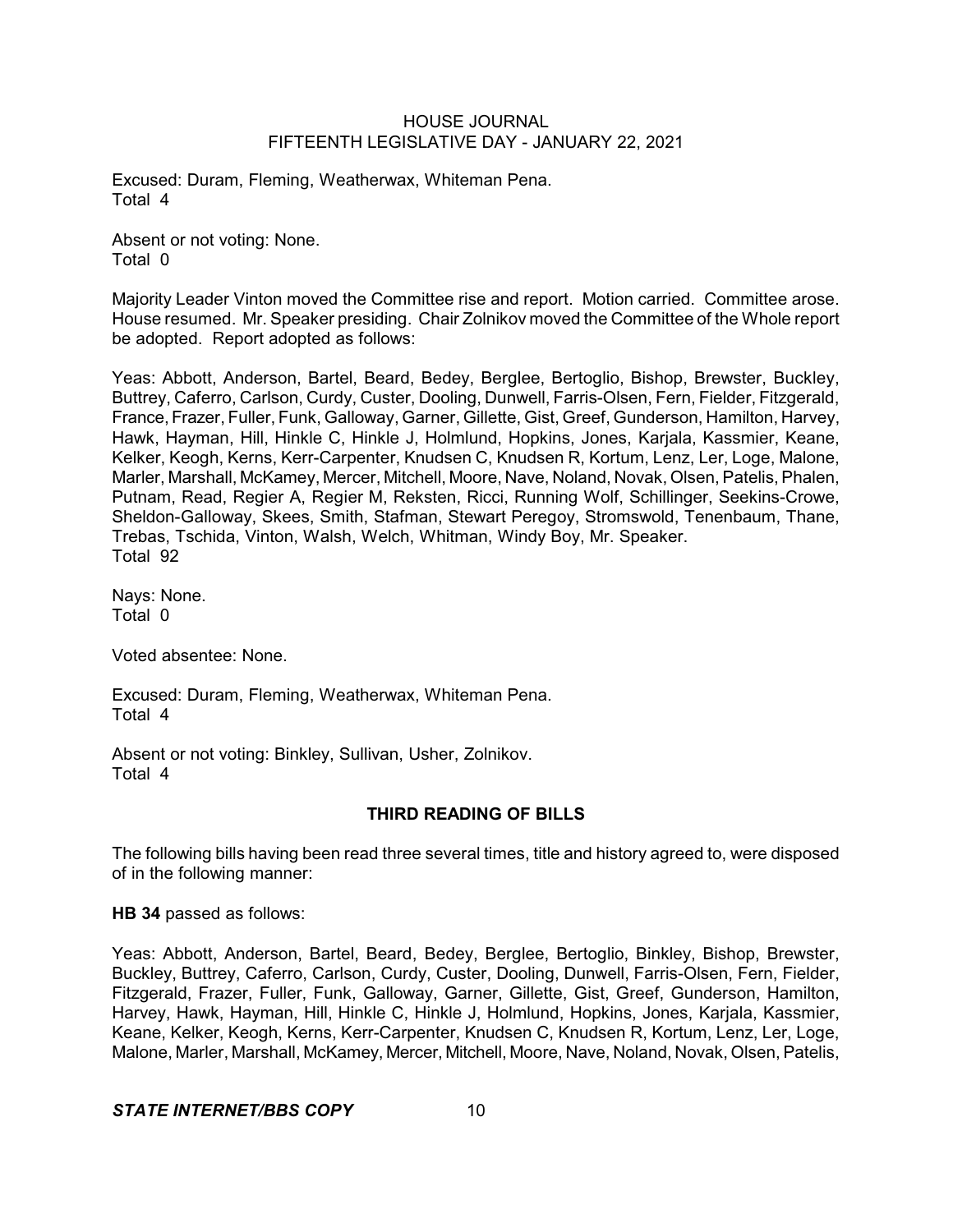Excused: Duram, Fleming, Weatherwax, Whiteman Pena.
Total 4

Absent or not voting: None.
Total 0

Majority Leader Vinton moved the Committee rise and report. Motion carried. Committee arose. House resumed. Mr. Speaker presiding. Chair Zolnikov moved the Committee of the Whole report be adopted. Report adopted as follows:

Yeas: Abbott, Anderson, Bartel, Beard, Bedey, Berglee, Bertoglio, Bishop, Brewster, Buckley, Buttrey, Caferro, Carlson, Curdy, Custer, Dooling, Dunwell, Farris-Olsen, Fern, Fielder, Fitzgerald, France, Frazer, Fuller, Funk, Galloway, Garner, Gillette, Gist, Greef, Gunderson, Hamilton, Harvey, Hawk, Hayman, Hill, Hinkle C, Hinkle J, Holmlund, Hopkins, Jones, Karjala, Kassmier, Keane, Kelker, Keogh, Kerns, Kerr-Carpenter, Knudsen C, Knudsen R, Kortum, Lenz, Ler, Loge, Malone, Marler, Marshall, McKamey, Mercer, Mitchell, Moore, Nave, Noland, Novak, Olsen, Patelis, Phalen, Putnam, Read, Regier A, Regier M, Reksten, Ricci, Running Wolf, Schillinger, Seekins-Crowe, Sheldon-Galloway, Skees, Smith, Stafman, Stewart Peregoy, Stromswold, Tenenbaum, Thane, Trebas, Tschida, Vinton, Walsh, Welch, Whitman, Windy Boy, Mr. Speaker.
Total 92

Nays: None.
Total 0

Voted absentee: None.

Excused: Duram, Fleming, Weatherwax, Whiteman Pena.
Total 4

Absent or not voting: Binkley, Sullivan, Usher, Zolnikov.
Total 4

## THIRD READING OF BILLS

The following bills having been read three several times, title and history agreed to, were disposed of in the following manner:

**HB 34** passed as follows:

Yeas: Abbott, Anderson, Bartel, Beard, Bedey, Berglee, Bertoglio, Binkley, Bishop, Brewster, Buckley, Buttrey, Caferro, Carlson, Curdy, Custer, Dooling, Dunwell, Farris-Olsen, Fern, Fielder, Fitzgerald, Frazer, Fuller, Funk, Galloway, Garner, Gillette, Gist, Greef, Gunderson, Hamilton, Harvey, Hawk, Hayman, Hill, Hinkle C, Hinkle J, Holmlund, Hopkins, Jones, Karjala, Kassmier, Keane, Kelker, Keogh, Kerns, Kerr-Carpenter, Knudsen C, Knudsen R, Kortum, Lenz, Ler, Loge, Malone, Marler, Marshall, McKamey, Mercer, Mitchell, Moore, Nave, Noland, Novak, Olsen, Patelis,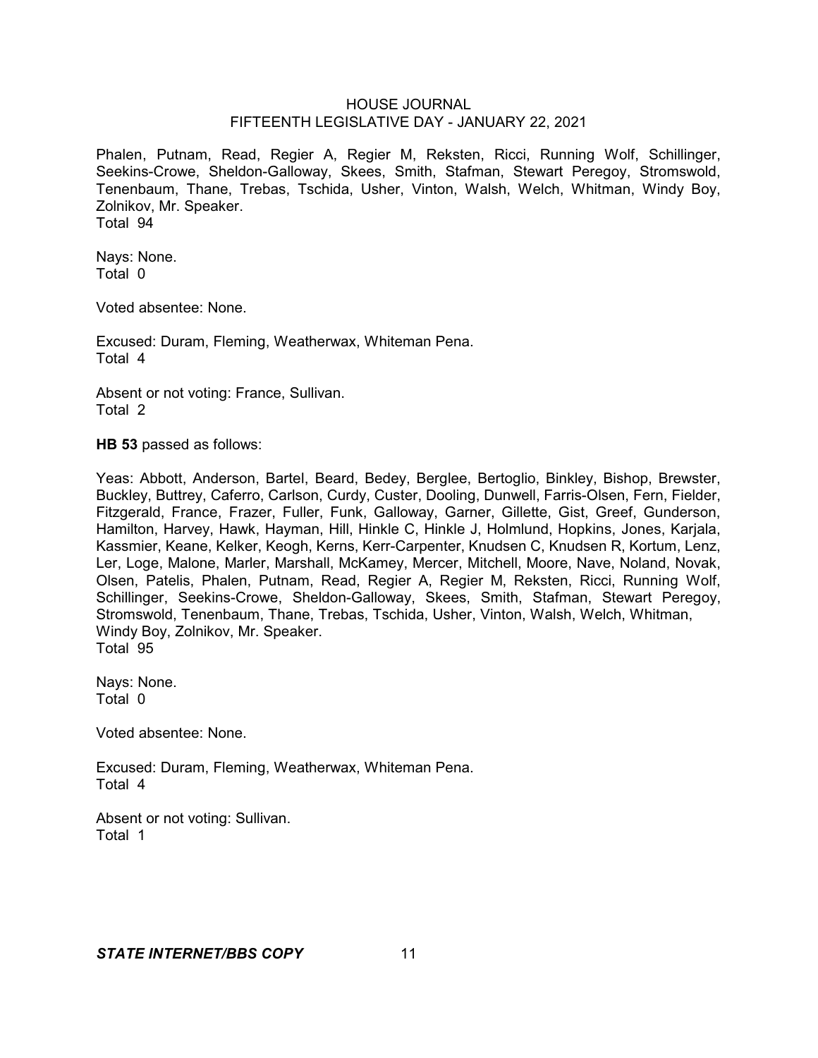Phalen, Putnam, Read, Regier A, Regier M, Reksten, Ricci, Running Wolf, Schillinger, Seekins-Crowe, Sheldon-Galloway, Skees, Smith, Stafman, Stewart Peregoy, Stromswold, Tenenbaum, Thane, Trebas, Tschida, Usher, Vinton, Walsh, Welch, Whitman, Windy Boy, Zolnikov, Mr. Speaker.
Total 94

Nays: None.
Total 0

Voted absentee: None.

Excused: Duram, Fleming, Weatherwax, Whiteman Pena.
Total 4

Absent or not voting: France, Sullivan.
Total 2

**HB 53** passed as follows:

Yeas: Abbott, Anderson, Bartel, Beard, Bedey, Berglee, Bertoglio, Binkley, Bishop, Brewster, Buckley, Buttrey, Caferro, Carlson, Curdy, Custer, Dooling, Dunwell, Farris-Olsen, Fern, Fielder, Fitzgerald, France, Frazer, Fuller, Funk, Galloway, Garner, Gillette, Gist, Greef, Gunderson, Hamilton, Harvey, Hawk, Hayman, Hill, Hinkle C, Hinkle J, Holmlund, Hopkins, Jones, Karjala, Kassmier, Keane, Kelker, Keogh, Kerns, Kerr-Carpenter, Knudsen C, Knudsen R, Kortum, Lenz, Ler, Loge, Malone, Marler, Marshall, McKamey, Mercer, Mitchell, Moore, Nave, Noland, Novak, Olsen, Patelis, Phalen, Putnam, Read, Regier A, Regier M, Reksten, Ricci, Running Wolf, Schillinger, Seekins-Crowe, Sheldon-Galloway, Skees, Smith, Stafman, Stewart Peregoy, Stromswold, Tenenbaum, Thane, Trebas, Tschida, Usher, Vinton, Walsh, Welch, Whitman, Windy Boy, Zolnikov, Mr. Speaker.
Total 95

Nays: None.
Total 0

Voted absentee: None.

Excused: Duram, Fleming, Weatherwax, Whiteman Pena.
Total 4

Absent or not voting: Sullivan.
Total 1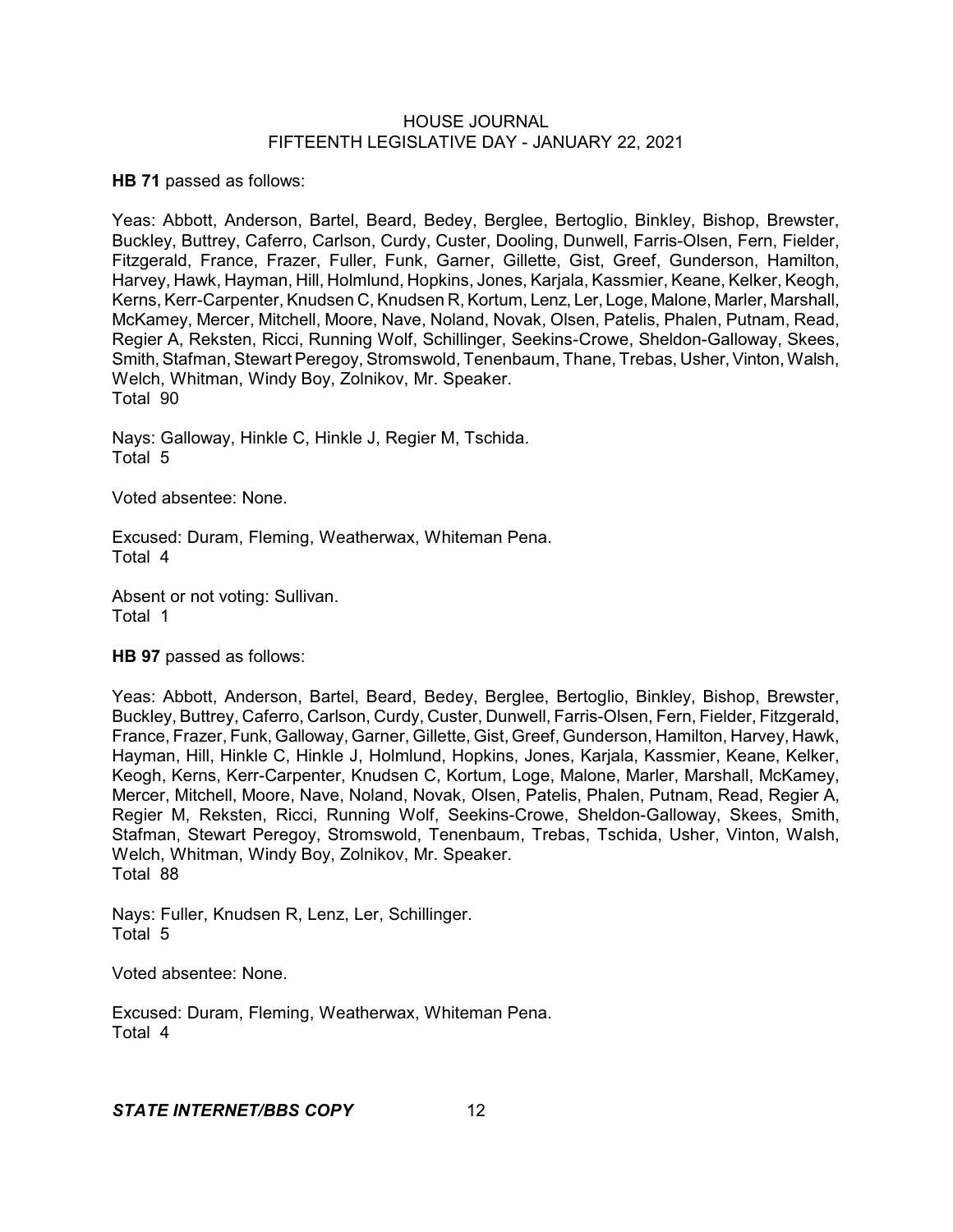**HB 71** passed as follows:

Yeas: Abbott, Anderson, Bartel, Beard, Bedey, Berglee, Bertoglio, Binkley, Bishop, Brewster, Buckley, Buttrey, Caferro, Carlson, Curdy, Custer, Dooling, Dunwell, Farris-Olsen, Fern, Fielder, Fitzgerald, France, Frazer, Fuller, Funk, Garner, Gillette, Gist, Greef, Gunderson, Hamilton, Harvey, Hawk, Hayman, Hill, Holmlund, Hopkins, Jones, Karjala, Kassmier, Keane, Kelker, Keogh, Kerns, Kerr-Carpenter, Knudsen C, Knudsen R, Kortum, Lenz, Ler, Loge, Malone, Marler, Marshall, McKamey, Mercer, Mitchell, Moore, Nave, Noland, Novak, Olsen, Patelis, Phalen, Putnam, Read, Regier A, Reksten, Ricci, Running Wolf, Schillinger, Seekins-Crowe, Sheldon-Galloway, Skees, Smith, Stafman, Stewart Peregoy, Stromswold, Tenenbaum, Thane, Trebas, Usher, Vinton, Walsh, Welch, Whitman, Windy Boy, Zolnikov, Mr. Speaker.
Total 90

Nays: Galloway, Hinkle C, Hinkle J, Regier M, Tschida.
Total 5

Voted absentee: None.

Excused: Duram, Fleming, Weatherwax, Whiteman Pena.
Total 4

Absent or not voting: Sullivan.
Total 1

**HB 97** passed as follows:

Yeas: Abbott, Anderson, Bartel, Beard, Bedey, Berglee, Bertoglio, Binkley, Bishop, Brewster, Buckley, Buttrey, Caferro, Carlson, Curdy, Custer, Dunwell, Farris-Olsen, Fern, Fielder, Fitzgerald, France, Frazer, Funk, Galloway, Garner, Gillette, Gist, Greef, Gunderson, Hamilton, Harvey, Hawk, Hayman, Hill, Hinkle C, Hinkle J, Holmlund, Hopkins, Jones, Karjala, Kassmier, Keane, Kelker, Keogh, Kerns, Kerr-Carpenter, Knudsen C, Kortum, Loge, Malone, Marler, Marshall, McKamey, Mercer, Mitchell, Moore, Nave, Noland, Novak, Olsen, Patelis, Phalen, Putnam, Read, Regier A, Regier M, Reksten, Ricci, Running Wolf, Seekins-Crowe, Sheldon-Galloway, Skees, Smith, Stafman, Stewart Peregoy, Stromswold, Tenenbaum, Trebas, Tschida, Usher, Vinton, Walsh, Welch, Whitman, Windy Boy, Zolnikov, Mr. Speaker.
Total 88

Nays: Fuller, Knudsen R, Lenz, Ler, Schillinger.
Total 5

Voted absentee: None.

Excused: Duram, Fleming, Weatherwax, Whiteman Pena.
Total 4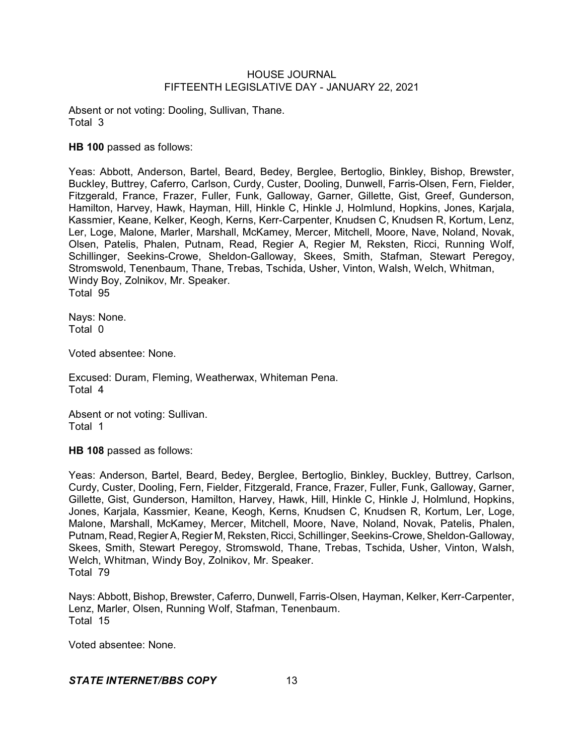Absent or not voting: Dooling, Sullivan, Thane.
Total 3

**HB 100** passed as follows:

Yeas: Abbott, Anderson, Bartel, Beard, Bedey, Berglee, Bertoglio, Binkley, Bishop, Brewster, Buckley, Buttrey, Caferro, Carlson, Curdy, Custer, Dooling, Dunwell, Farris-Olsen, Fern, Fielder, Fitzgerald, France, Frazer, Fuller, Funk, Galloway, Garner, Gillette, Gist, Greef, Gunderson, Hamilton, Harvey, Hawk, Hayman, Hill, Hinkle C, Hinkle J, Holmlund, Hopkins, Jones, Karjala, Kassmier, Keane, Kelker, Keogh, Kerns, Kerr-Carpenter, Knudsen C, Knudsen R, Kortum, Lenz, Ler, Loge, Malone, Marler, Marshall, McKamey, Mercer, Mitchell, Moore, Nave, Noland, Novak, Olsen, Patelis, Phalen, Putnam, Read, Regier A, Regier M, Reksten, Ricci, Running Wolf, Schillinger, Seekins-Crowe, Sheldon-Galloway, Skees, Smith, Stafman, Stewart Peregoy, Stromswold, Tenenbaum, Thane, Trebas, Tschida, Usher, Vinton, Walsh, Welch, Whitman, Windy Boy, Zolnikov, Mr. Speaker.
Total 95

Nays: None.
Total 0

Voted absentee: None.

Excused: Duram, Fleming, Weatherwax, Whiteman Pena.
Total 4

Absent or not voting: Sullivan.
Total 1

**HB 108** passed as follows:

Yeas: Anderson, Bartel, Beard, Bedey, Berglee, Bertoglio, Binkley, Buckley, Buttrey, Carlson, Curdy, Custer, Dooling, Fern, Fielder, Fitzgerald, France, Frazer, Fuller, Funk, Galloway, Garner, Gillette, Gist, Gunderson, Hamilton, Harvey, Hawk, Hill, Hinkle C, Hinkle J, Holmlund, Hopkins, Jones, Karjala, Kassmier, Keane, Keogh, Kerns, Knudsen C, Knudsen R, Kortum, Ler, Loge, Malone, Marshall, McKamey, Mercer, Mitchell, Moore, Nave, Noland, Novak, Patelis, Phalen, Putnam, Read, Regier A, Regier M, Reksten, Ricci, Schillinger, Seekins-Crowe, Sheldon-Galloway, Skees, Smith, Stewart Peregoy, Stromswold, Thane, Trebas, Tschida, Usher, Vinton, Walsh, Welch, Whitman, Windy Boy, Zolnikov, Mr. Speaker.
Total 79

Nays: Abbott, Bishop, Brewster, Caferro, Dunwell, Farris-Olsen, Hayman, Kelker, Kerr-Carpenter, Lenz, Marler, Olsen, Running Wolf, Stafman, Tenenbaum.
Total 15

Voted absentee: None.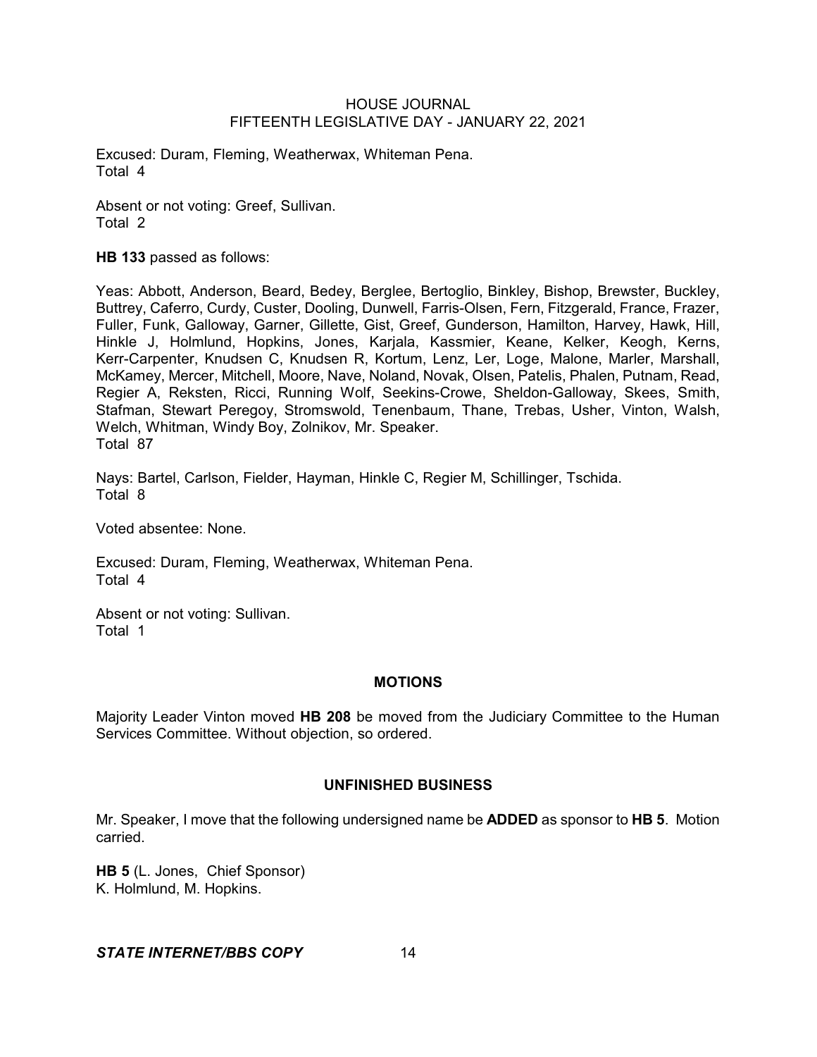Excused: Duram, Fleming, Weatherwax, Whiteman Pena.
Total 4

Absent or not voting: Greef, Sullivan.
Total 2

**HB 133** passed as follows:

Yeas: Abbott, Anderson, Beard, Bedey, Berglee, Bertoglio, Binkley, Bishop, Brewster, Buckley, Buttrey, Caferro, Curdy, Custer, Dooling, Dunwell, Farris-Olsen, Fern, Fitzgerald, France, Frazer, Fuller, Funk, Galloway, Garner, Gillette, Gist, Greef, Gunderson, Hamilton, Harvey, Hawk, Hill, Hinkle J, Holmlund, Hopkins, Jones, Karjala, Kassmier, Keane, Kelker, Keogh, Kerns, Kerr-Carpenter, Knudsen C, Knudsen R, Kortum, Lenz, Ler, Loge, Malone, Marler, Marshall, McKamey, Mercer, Mitchell, Moore, Nave, Noland, Novak, Olsen, Patelis, Phalen, Putnam, Read, Regier A, Reksten, Ricci, Running Wolf, Seekins-Crowe, Sheldon-Galloway, Skees, Smith, Stafman, Stewart Peregoy, Stromswold, Tenenbaum, Thane, Trebas, Usher, Vinton, Walsh, Welch, Whitman, Windy Boy, Zolnikov, Mr. Speaker.
Total 87

Nays: Bartel, Carlson, Fielder, Hayman, Hinkle C, Regier M, Schillinger, Tschida.
Total 8

Voted absentee: None.

Excused: Duram, Fleming, Weatherwax, Whiteman Pena.
Total 4

Absent or not voting: Sullivan.
Total 1

## MOTIONS

Majority Leader Vinton moved **HB 208** be moved from the Judiciary Committee to the Human Services Committee. Without objection, so ordered.

## UNFINISHED BUSINESS

Mr. Speaker, I move that the following undersigned name be **ADDED** as sponsor to **HB 5**. Motion carried.

**HB 5** (L. Jones, Chief Sponsor)
K. Holmlund, M. Hopkins.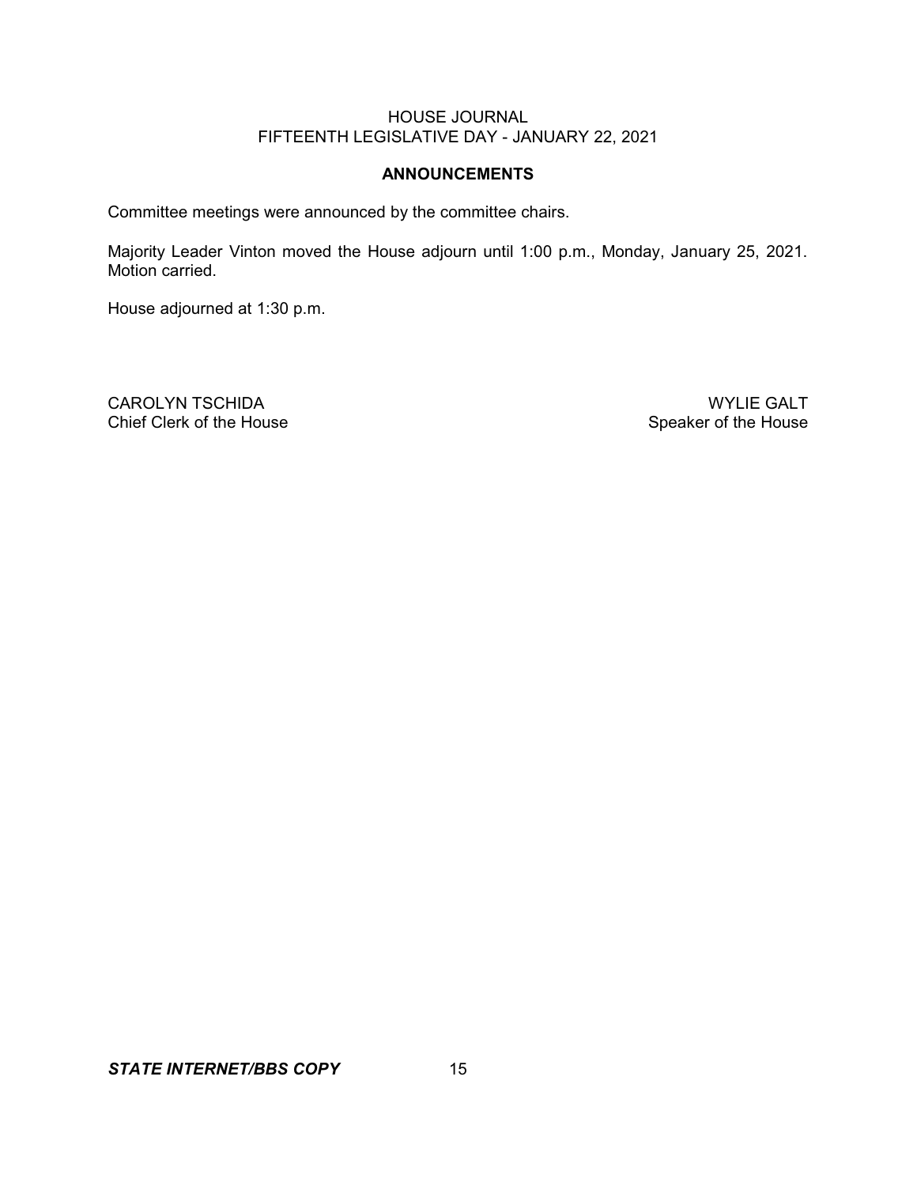HOUSE JOURNAL
FIFTEENTH LEGISLATIVE DAY - JANUARY 22, 2021

## ANNOUNCEMENTS

Committee meetings were announced by the committee chairs.

Majority Leader Vinton moved the House adjourn until 1:00 p.m., Monday, January 25, 2021. Motion carried.

House adjourned at 1:30 p.m.

CAROLYN TSCHIDA
Chief Clerk of the House

WYLIE GALT
Speaker of the House

***STATE INTERNET/BBS COPY***